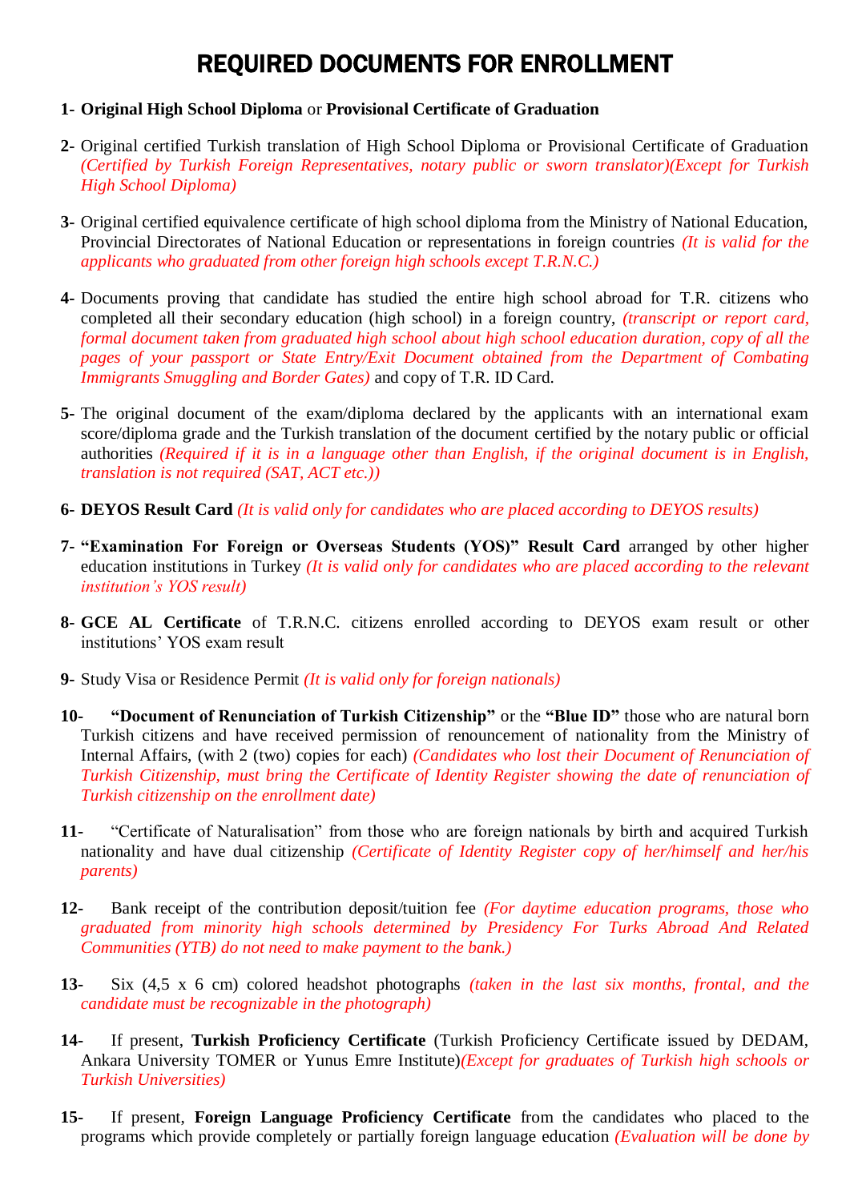# REQUIRED DOCUMENTS FOR ENROLLMENT

1- **Original High School Diploma** or **Provisional Certificate of Graduation**

2- Original certified Turkish translation of High School Diploma or Provisional Certificate of Graduation *(Certified by Turkish Foreign Representatives, notary public or sworn translator)(Except for Turkish High School Diploma)*

3- Original certified equivalence certificate of high school diploma from the Ministry of National Education, Provincial Directorates of National Education or representations in foreign countries *(It is valid for the applicants who graduated from other foreign high schools except T.R.N.C.)*

4- Documents proving that candidate has studied the entire high school abroad for T.R. citizens who completed all their secondary education (high school) in a foreign country, *(transcript or report card, formal document taken from graduated high school about high school education duration, copy of all the pages of your passport or State Entry/Exit Document obtained from the Department of Combating Immigrants Smuggling and Border Gates)* and copy of T.R. ID Card.

5- The original document of the exam/diploma declared by the applicants with an international exam score/diploma grade and the Turkish translation of the document certified by the notary public or official authorities *(Required if it is in a language other than English, if the original document is in English, translation is not required (SAT, ACT etc.))*

6- **DEYOS Result Card** *(It is valid only for candidates who are placed according to DEYOS results)*

7- **"Examination For Foreign or Overseas Students (YOS)" Result Card** arranged by other higher education institutions in Turkey *(It is valid only for candidates who are placed according to the relevant institution's YOS result)*

8- **GCE AL Certificate** of T.R.N.C. citizens enrolled according to DEYOS exam result or other institutions' YOS exam result

9- Study Visa or Residence Permit *(It is valid only for foreign nationals)*

10- **"Document of Renunciation of Turkish Citizenship"** or the **"Blue ID"** those who are natural born Turkish citizens and have received permission of renouncement of nationality from the Ministry of Internal Affairs, (with 2 (two) copies for each) *(Candidates who lost their Document of Renunciation of Turkish Citizenship, must bring the Certificate of Identity Register showing the date of renunciation of Turkish citizenship on the enrollment date)*

11- "Certificate of Naturalisation" from those who are foreign nationals by birth and acquired Turkish nationality and have dual citizenship *(Certificate of Identity Register copy of her/himself and her/his parents)*

12- Bank receipt of the contribution deposit/tuition fee *(For daytime education programs, those who graduated from minority high schools determined by Presidency For Turks Abroad And Related Communities (YTB) do not need to make payment to the bank.)*

13- Six (4,5 x 6 cm) colored headshot photographs *(taken in the last six months, frontal, and the candidate must be recognizable in the photograph)*

14- If present, **Turkish Proficiency Certificate** (Turkish Proficiency Certificate issued by DEDAM, Ankara University TOMER or Yunus Emre Institute)*(Except for graduates of Turkish high schools or Turkish Universities)*

15- If present, **Foreign Language Proficiency Certificate** from the candidates who placed to the programs which provide completely or partially foreign language education *(Evaluation will be done by*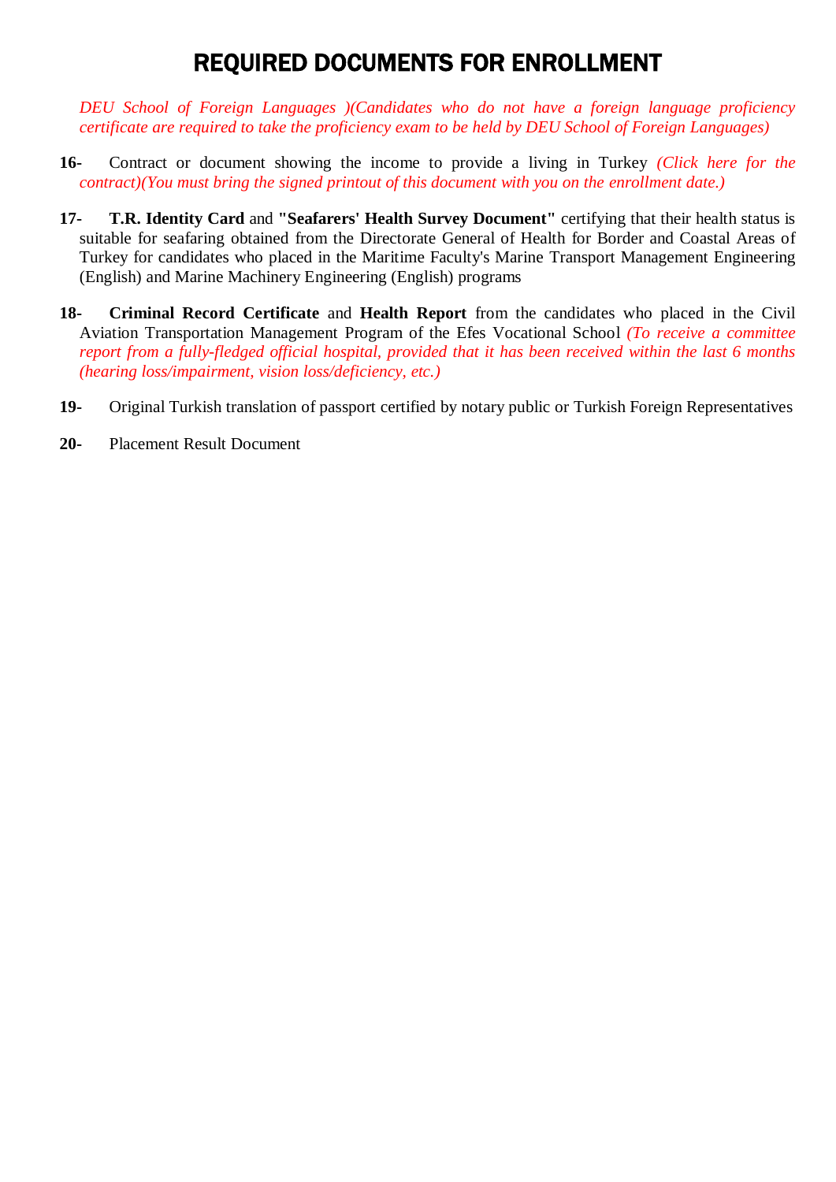# REQUIRED DOCUMENTS FOR ENROLLMENT

*DEU School of Foreign Languages )(Candidates who do not have a foreign language proficiency certificate are required to take the proficiency exam to be held by DEU School of Foreign Languages)*

**16-** Contract or document showing the income to provide a living in Turkey *(Click here for the contract)(You must bring the signed printout of this document with you on the enrollment date.)*

**17-** **T.R. Identity Card** and **"Seafarers' Health Survey Document"** certifying that their health status is suitable for seafaring obtained from the Directorate General of Health for Border and Coastal Areas of Turkey for candidates who placed in the Maritime Faculty's Marine Transport Management Engineering (English) and Marine Machinery Engineering (English) programs

**18-** **Criminal Record Certificate** and **Health Report** from the candidates who placed in the Civil Aviation Transportation Management Program of the Efes Vocational School *(To receive a committee report from a fully-fledged official hospital, provided that it has been received within the last 6 months (hearing loss/impairment, vision loss/deficiency, etc.)*

**19-** Original Turkish translation of passport certified by notary public or Turkish Foreign Representatives

**20-** Placement Result Document